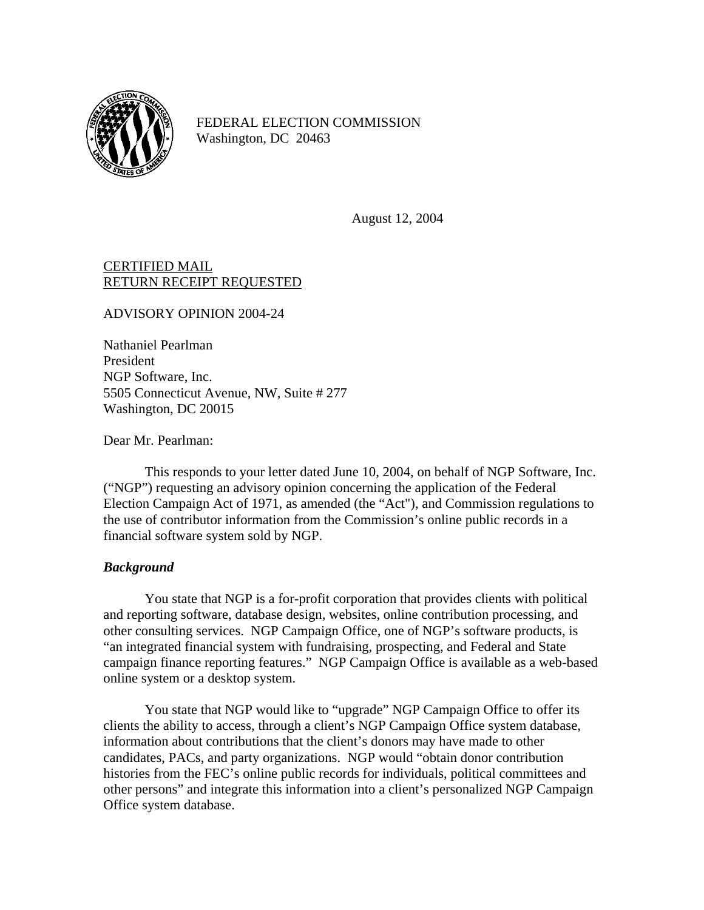FEDERAL ELECTION COMMISSION
Washington, DC 20463

August 12, 2004

<u>CERTIFIED MAIL</u>
<u>RETURN RECEIPT REQUESTED</u>

ADVISORY OPINION 2004-24

Nathaniel Pearlman
President
NGP Software, Inc.
5505 Connecticut Avenue, NW, Suite # 277
Washington, DC 20015

Dear Mr. Pearlman:

This responds to your letter dated June 10, 2004, on behalf of NGP Software, Inc. ("NGP") requesting an advisory opinion concerning the application of the Federal Election Campaign Act of 1971, as amended (the "Act"), and Commission regulations to the use of contributor information from the Commission's online public records in a financial software system sold by NGP.

***Background***

You state that NGP is a for-profit corporation that provides clients with political and reporting software, database design, websites, online contribution processing, and other consulting services. NGP Campaign Office, one of NGP's software products, is "an integrated financial system with fundraising, prospecting, and Federal and State campaign finance reporting features." NGP Campaign Office is available as a web-based online system or a desktop system.

You state that NGP would like to "upgrade" NGP Campaign Office to offer its clients the ability to access, through a client's NGP Campaign Office system database, information about contributions that the client's donors may have made to other candidates, PACs, and party organizations. NGP would "obtain donor contribution histories from the FEC's online public records for individuals, political committees and other persons" and integrate this information into a client's personalized NGP Campaign Office system database.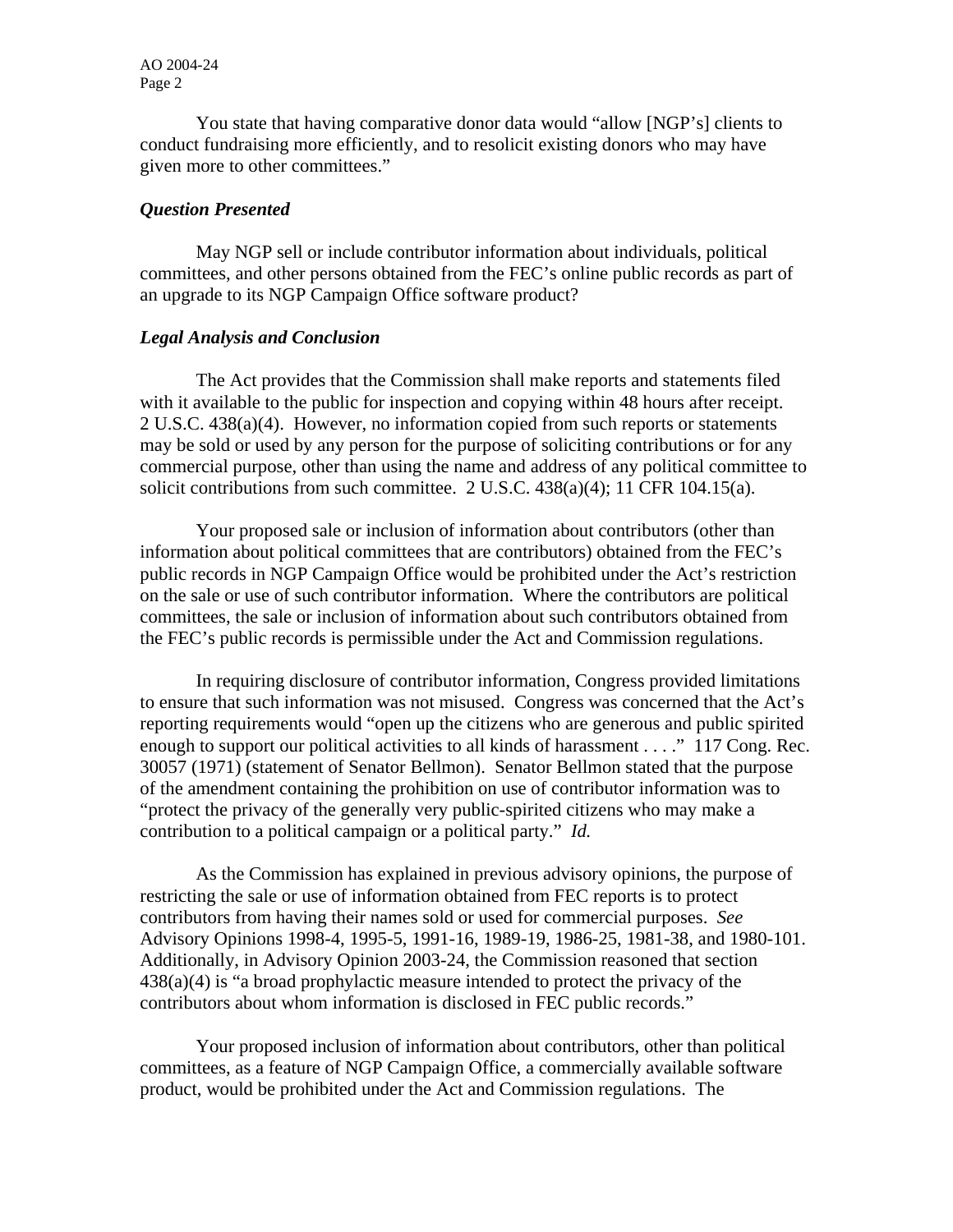You state that having comparative donor data would "allow [NGP's] clients to conduct fundraising more efficiently, and to resolicit existing donors who may have given more to other committees."

### *Question Presented*

May NGP sell or include contributor information about individuals, political committees, and other persons obtained from the FEC's online public records as part of an upgrade to its NGP Campaign Office software product?

### *Legal Analysis and Conclusion*

The Act provides that the Commission shall make reports and statements filed with it available to the public for inspection and copying within 48 hours after receipt. 2 U.S.C. 438(a)(4). However, no information copied from such reports or statements may be sold or used by any person for the purpose of soliciting contributions or for any commercial purpose, other than using the name and address of any political committee to solicit contributions from such committee. 2 U.S.C. 438(a)(4); 11 CFR 104.15(a).

Your proposed sale or inclusion of information about contributors (other than information about political committees that are contributors) obtained from the FEC's public records in NGP Campaign Office would be prohibited under the Act's restriction on the sale or use of such contributor information. Where the contributors are political committees, the sale or inclusion of information about such contributors obtained from the FEC's public records is permissible under the Act and Commission regulations.

In requiring disclosure of contributor information, Congress provided limitations to ensure that such information was not misused. Congress was concerned that the Act's reporting requirements would "open up the citizens who are generous and public spirited enough to support our political activities to all kinds of harassment . . . ." 117 Cong. Rec. 30057 (1971) (statement of Senator Bellmon). Senator Bellmon stated that the purpose of the amendment containing the prohibition on use of contributor information was to "protect the privacy of the generally very public-spirited citizens who may make a contribution to a political campaign or a political party." *Id.*

As the Commission has explained in previous advisory opinions, the purpose of restricting the sale or use of information obtained from FEC reports is to protect contributors from having their names sold or used for commercial purposes. *See* Advisory Opinions 1998-4, 1995-5, 1991-16, 1989-19, 1986-25, 1981-38, and 1980-101. Additionally, in Advisory Opinion 2003-24, the Commission reasoned that section 438(a)(4) is "a broad prophylactic measure intended to protect the privacy of the contributors about whom information is disclosed in FEC public records."

Your proposed inclusion of information about contributors, other than political committees, as a feature of NGP Campaign Office, a commercially available software product, would be prohibited under the Act and Commission regulations. The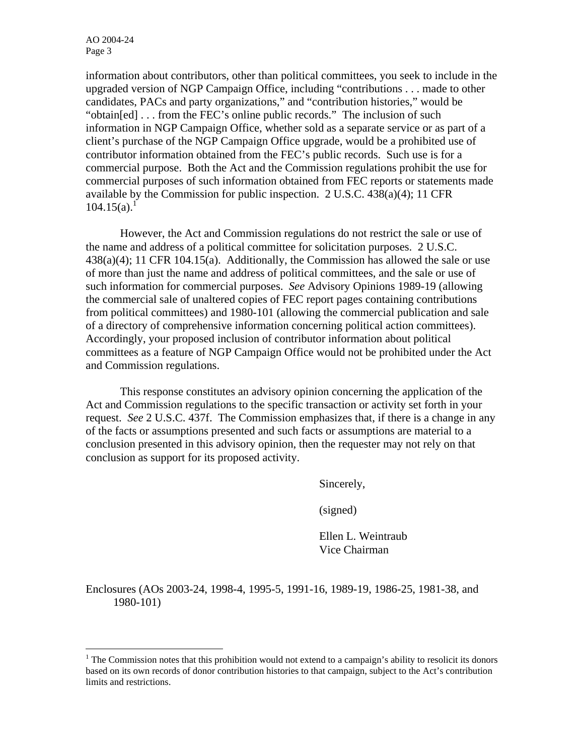information about contributors, other than political committees, you seek to include in the upgraded version of NGP Campaign Office, including "contributions . . . made to other candidates, PACs and party organizations," and "contribution histories," would be "obtain[ed] . . . from the FEC's online public records." The inclusion of such information in NGP Campaign Office, whether sold as a separate service or as part of a client's purchase of the NGP Campaign Office upgrade, would be a prohibited use of contributor information obtained from the FEC's public records. Such use is for a commercial purpose. Both the Act and the Commission regulations prohibit the use for commercial purposes of such information obtained from FEC reports or statements made available by the Commission for public inspection. 2 U.S.C. 438(a)(4); 11 CFR 104.15(a).[1]

However, the Act and Commission regulations do not restrict the sale or use of the name and address of a political committee for solicitation purposes. 2 U.S.C. 438(a)(4); 11 CFR 104.15(a). Additionally, the Commission has allowed the sale or use of more than just the name and address of political committees, and the sale or use of such information for commercial purposes. *See* Advisory Opinions 1989-19 (allowing the commercial sale of unaltered copies of FEC report pages containing contributions from political committees) and 1980-101 (allowing the commercial publication and sale of a directory of comprehensive information concerning political action committees). Accordingly, your proposed inclusion of contributor information about political committees as a feature of NGP Campaign Office would not be prohibited under the Act and Commission regulations.

This response constitutes an advisory opinion concerning the application of the Act and Commission regulations to the specific transaction or activity set forth in your request. *See* 2 U.S.C. 437f. The Commission emphasizes that, if there is a change in any of the facts or assumptions presented and such facts or assumptions are material to a conclusion presented in this advisory opinion, then the requester may not rely on that conclusion as support for its proposed activity.

Sincerely,

(signed)

Ellen L. Weintraub
Vice Chairman

Enclosures (AOs 2003-24, 1998-4, 1995-5, 1991-16, 1989-19, 1986-25, 1981-38, and 1980-101)

---

[1] The Commission notes that this prohibition would not extend to a campaign's ability to resolicit its donors based on its own records of donor contribution histories to that campaign, subject to the Act's contribution limits and restrictions.